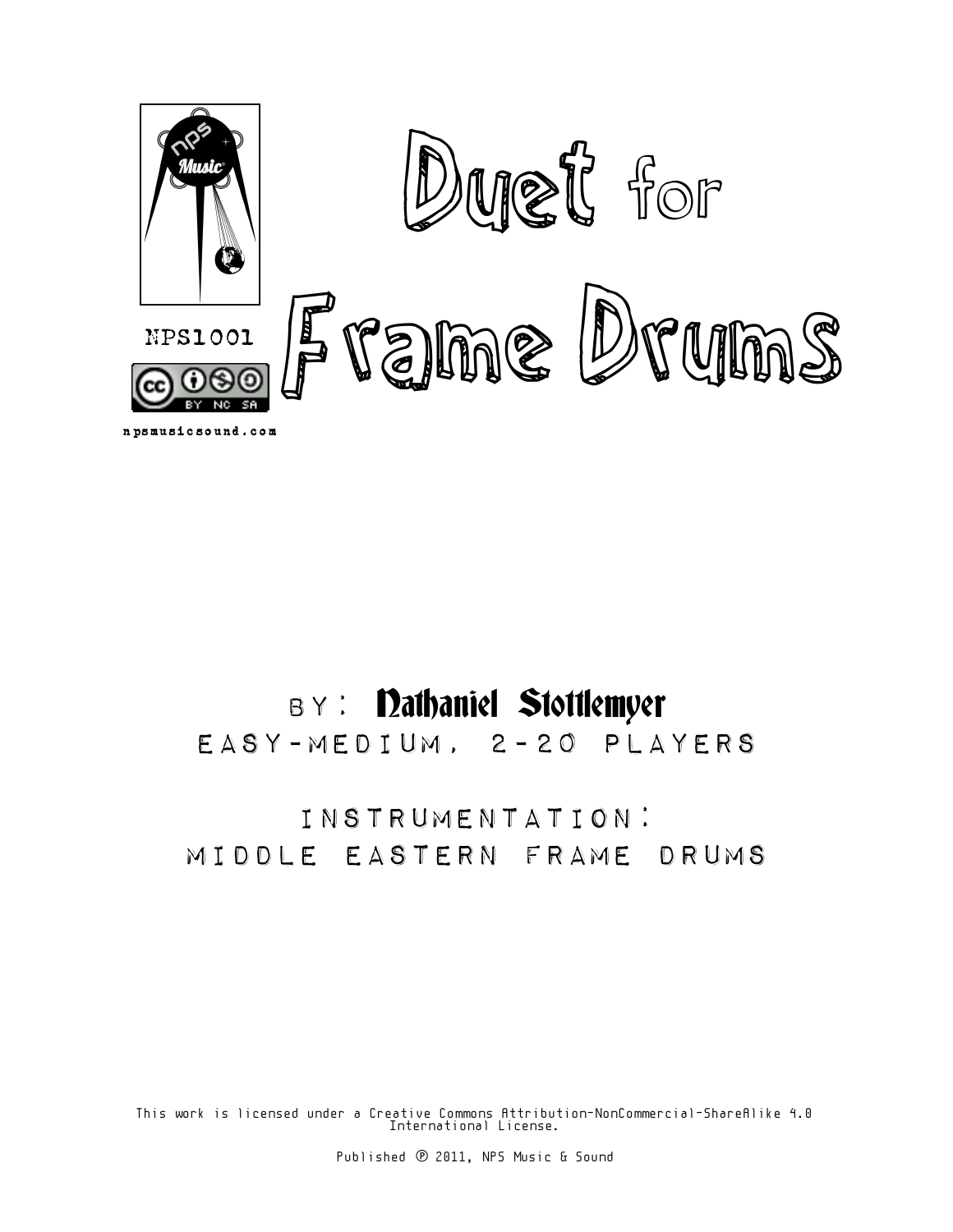NPS Music

NPS1001

BY NC SA

npsmusicsound.com

# Duet for Frame Drums

BY: Nathaniel Stottlemyer

EASY-MEDIUM, 2-20 PLAYERS

INSTRUMENTATION:
MIDDLE EASTERN FRAME DRUMS

This work is licensed under a Creative Commons Attribution-NonCommercial-ShareAlike 4.0 International License.

Published ℗ 2011, NPS Music & Sound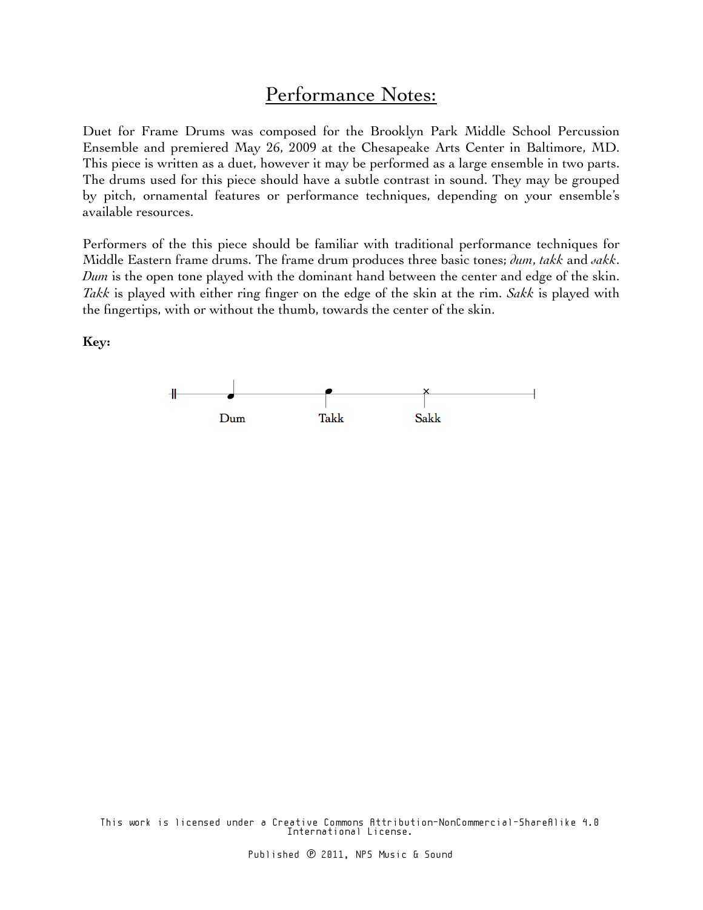# Performance Notes:

Duet for Frame Drums was composed for the Brooklyn Park Middle School Percussion Ensemble and premiered May 26, 2009 at the Chesapeake Arts Center in Baltimore, MD. This piece is written as a duet, however it may be performed as a large ensemble in two parts. The drums used for this piece should have a subtle contrast in sound. They may be grouped by pitch, ornamental features or performance techniques, depending on your ensemble's available resources.

Performers of the this piece should be familiar with traditional performance techniques for Middle Eastern frame drums. The frame drum produces three basic tones; *dum*, *takk* and *sakk*. *Dum* is the open tone played with the dominant hand between the center and edge of the skin. *Takk* is played with either ring finger on the edge of the skin at the rim. *Sakk* is played with the fingertips, with or without the thumb, towards the center of the skin.

**Key:**

Dum Takk Sakk

This work is licensed under a Creative Commons Attribution-NonCommercial-ShareAlike 4.0 International License.

Published ℗ 2011, NPS Music & Sound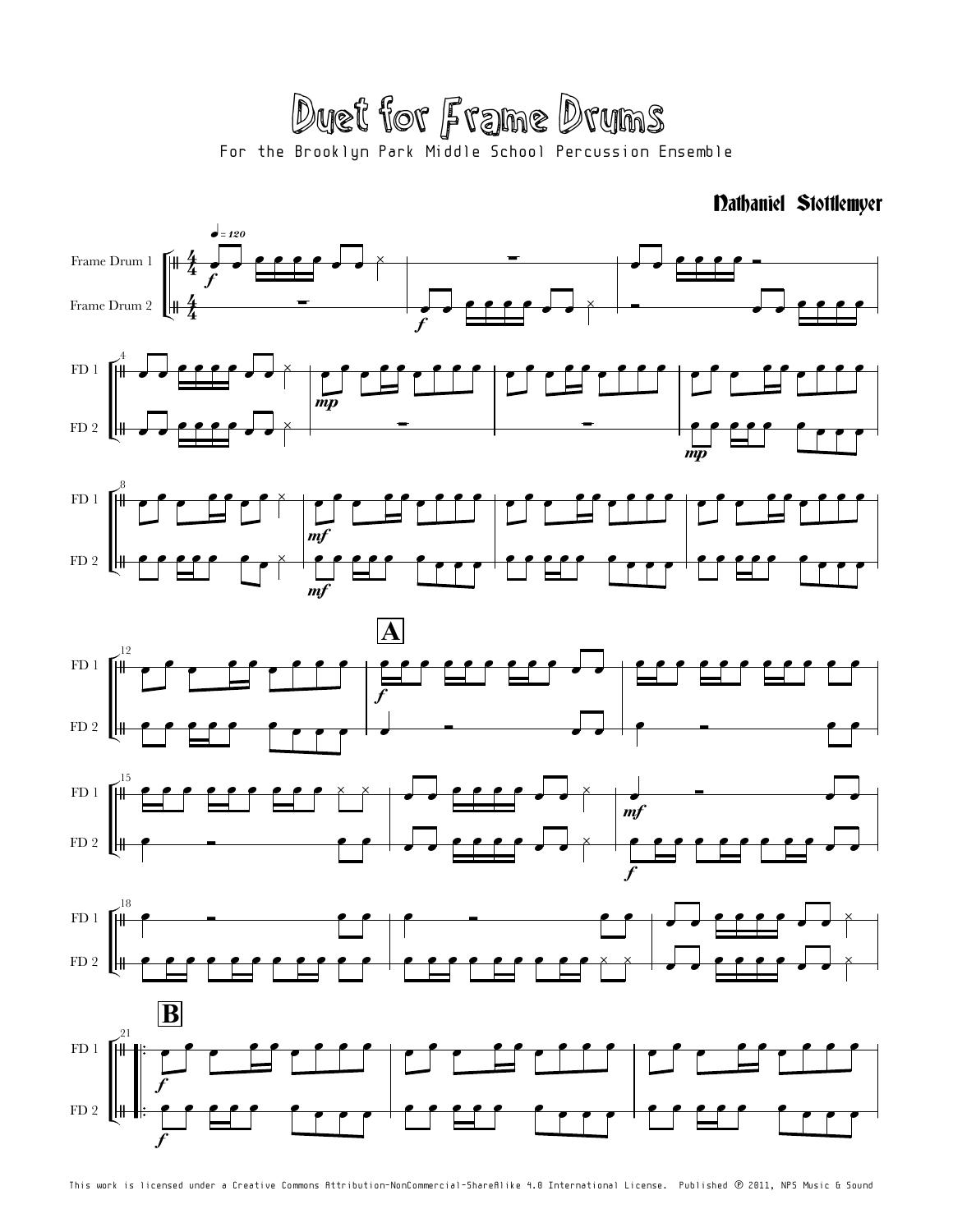# Duet for Frame Drums

For the Brooklyn Park Middle School Percussion Ensemble

**Nathaniel Stottlemyer**

This work is licensed under a Creative Commons Attribution-NonCommercial-ShareAlike 4.0 International License. Published ℗ 2011, NPS Music & Sound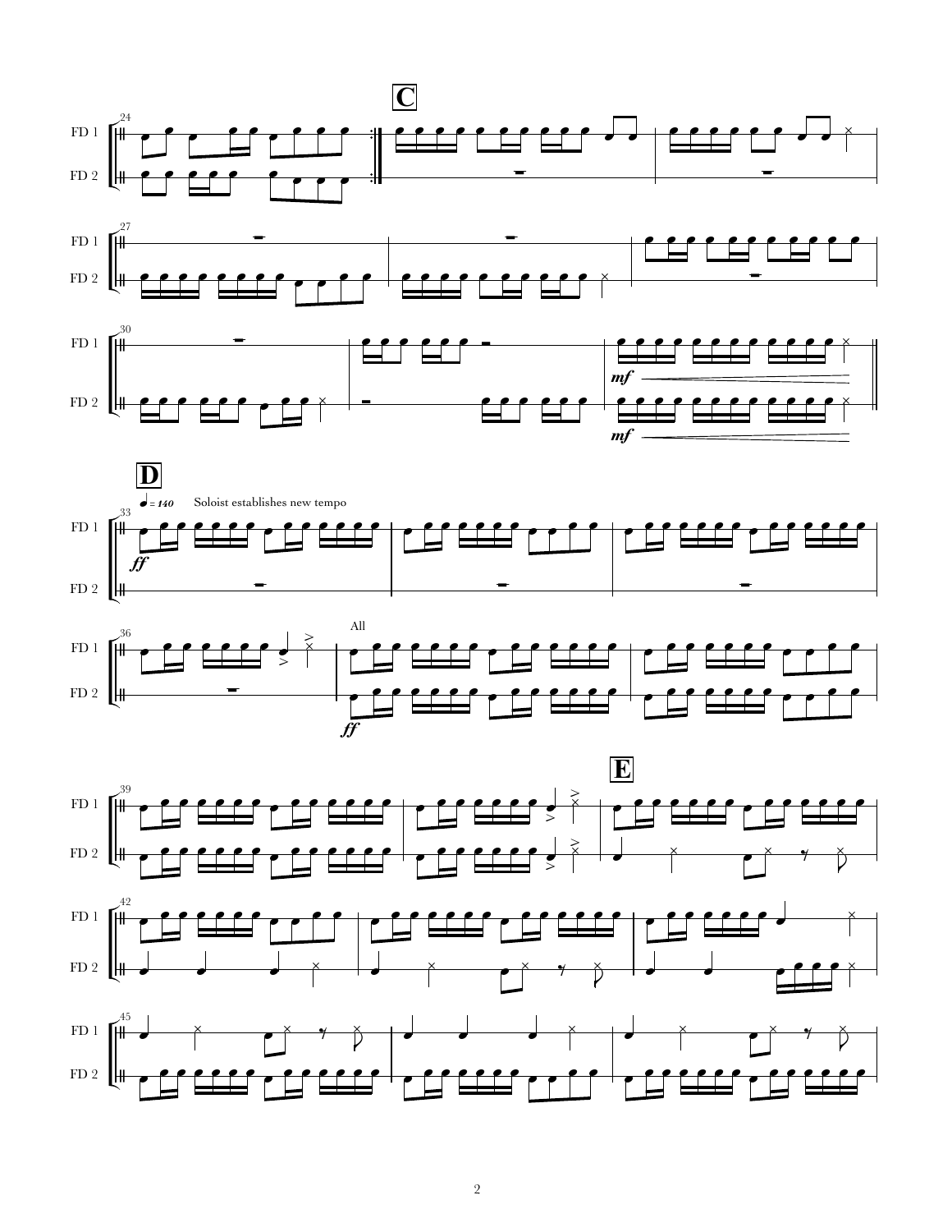C

D

♩ = 140 Soloist establishes new tempo

All

E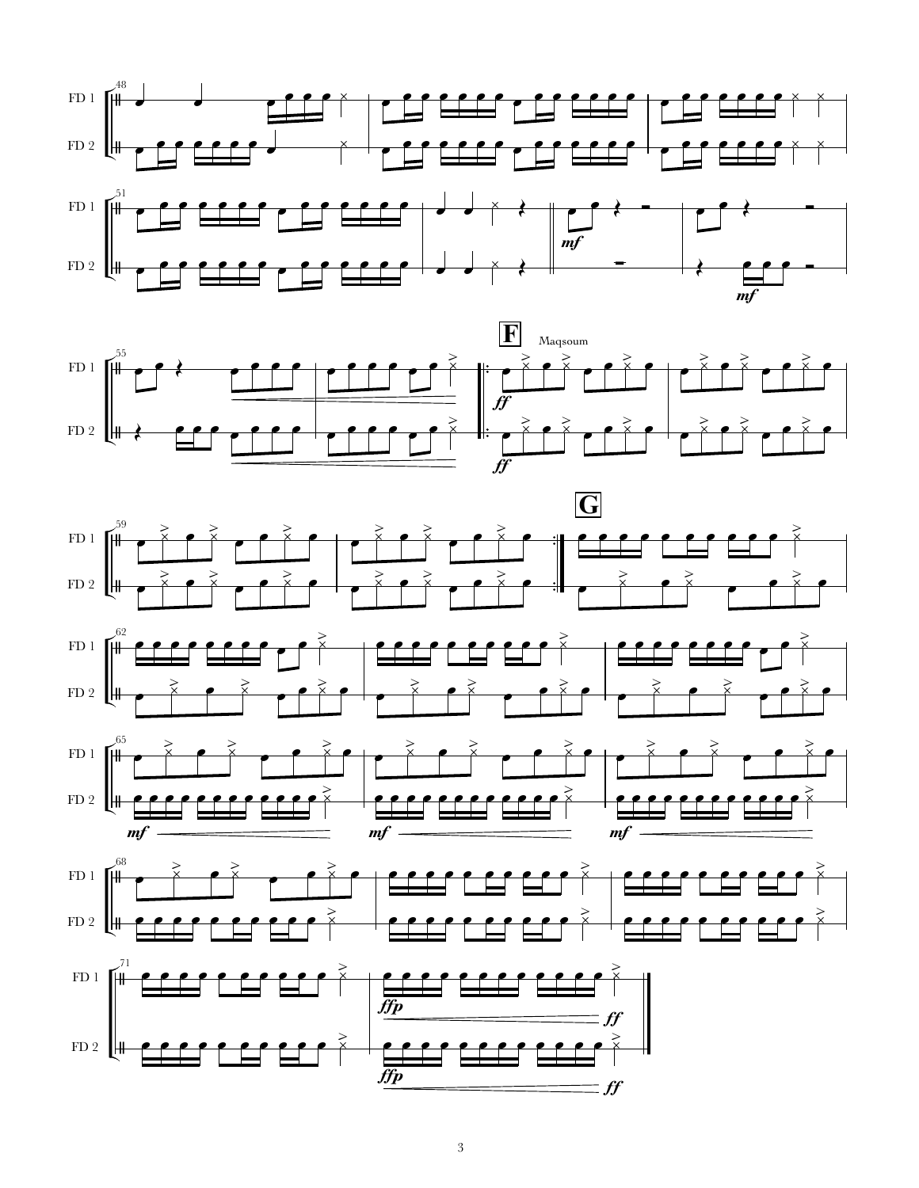FD 1

FD 2

48

51

mf

mf

55

F

Maqsoum

ff

ff

59

G

62

65

mf

mf

mf

68

71

ffp

ff

ffp

ff